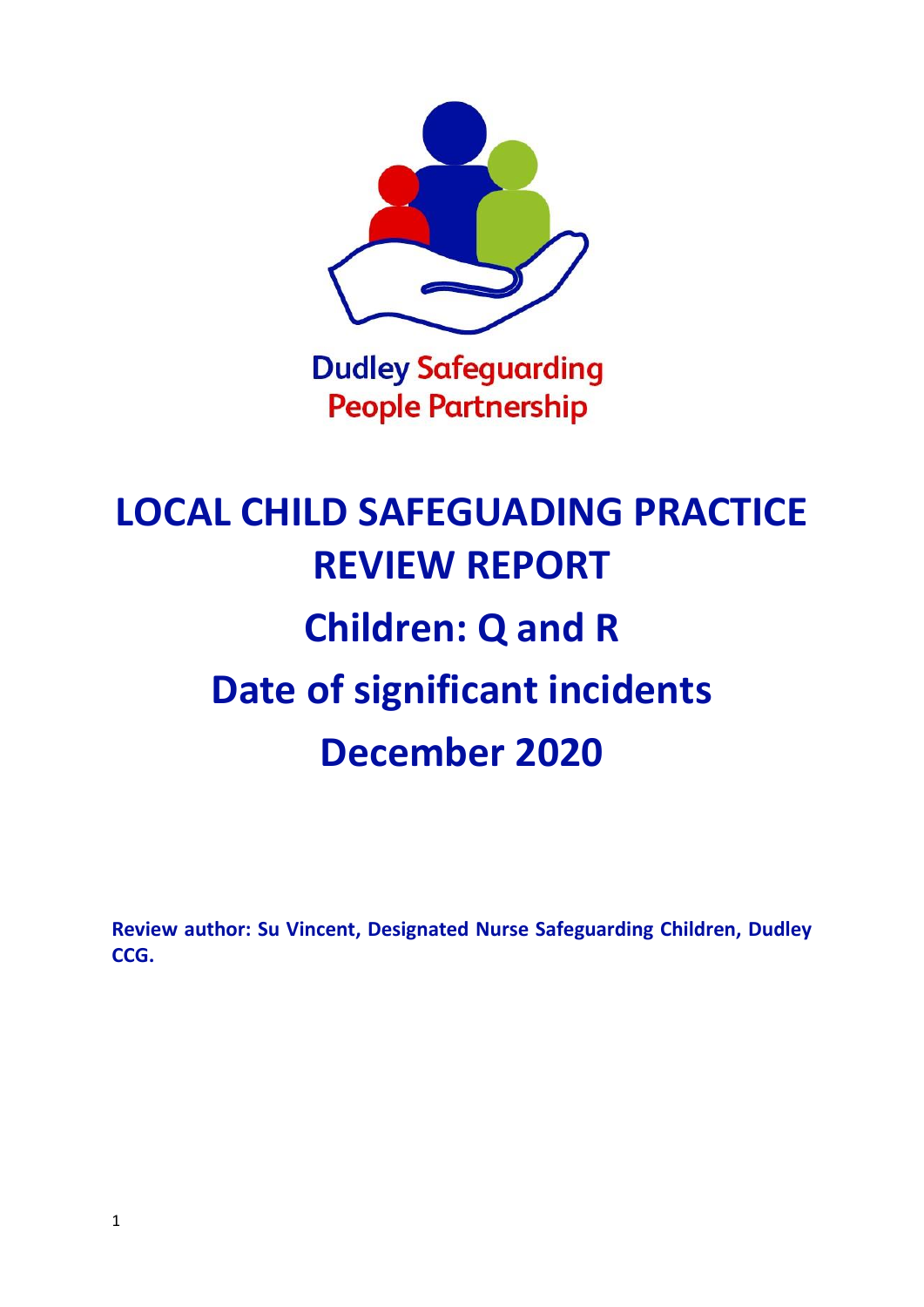Dudley Safeguarding People Partnership

# LOCAL CHILD SAFEGUADING PRACTICE REVIEW REPORT

# Children: Q and R

# Date of significant incidents

# December 2020

**Review author: Su Vincent, Designated Nurse Safeguarding Children, Dudley CCG.**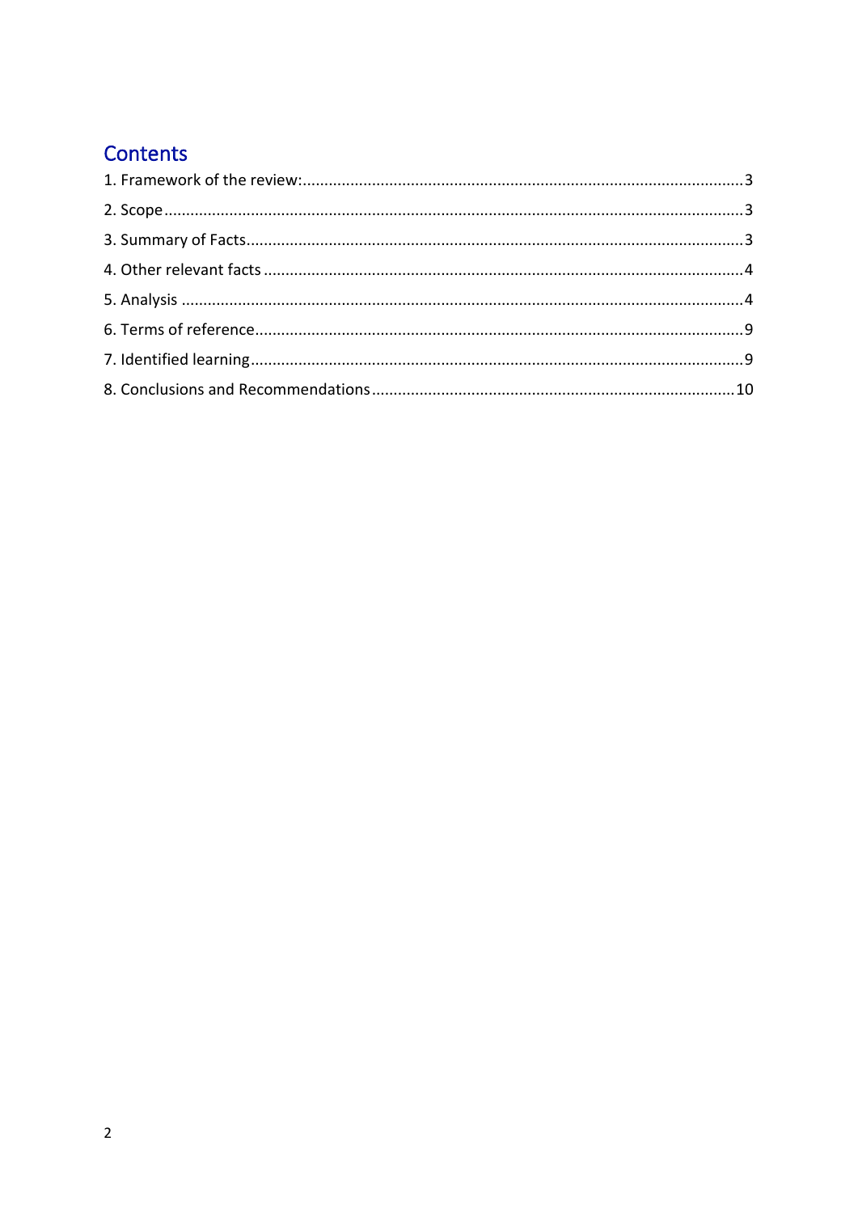# Contents

1. Framework of the review: .......... 3
2. Scope .......... 3
3. Summary of Facts .......... 3
4. Other relevant facts .......... 4
5. Analysis .......... 4
6. Terms of reference .......... 9
7. Identified learning .......... 9
8. Conclusions and Recommendations .......... 10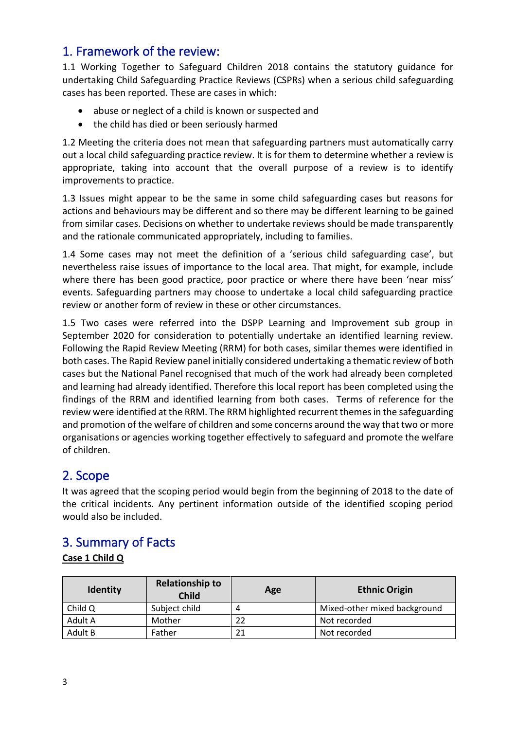## 1. Framework of the review:

1.1 Working Together to Safeguard Children 2018 contains the statutory guidance for undertaking Child Safeguarding Practice Reviews (CSPRs) when a serious child safeguarding cases has been reported. These are cases in which:

- abuse or neglect of a child is known or suspected and
- the child has died or been seriously harmed

1.2 Meeting the criteria does not mean that safeguarding partners must automatically carry out a local child safeguarding practice review. It is for them to determine whether a review is appropriate, taking into account that the overall purpose of a review is to identify improvements to practice.

1.3 Issues might appear to be the same in some child safeguarding cases but reasons for actions and behaviours may be different and so there may be different learning to be gained from similar cases. Decisions on whether to undertake reviews should be made transparently and the rationale communicated appropriately, including to families.

1.4 Some cases may not meet the definition of a 'serious child safeguarding case', but nevertheless raise issues of importance to the local area. That might, for example, include where there has been good practice, poor practice or where there have been 'near miss' events. Safeguarding partners may choose to undertake a local child safeguarding practice review or another form of review in these or other circumstances.

1.5 Two cases were referred into the DSPP Learning and Improvement sub group in September 2020 for consideration to potentially undertake an identified learning review. Following the Rapid Review Meeting (RRM) for both cases, similar themes were identified in both cases. The Rapid Review panel initially considered undertaking a thematic review of both cases but the National Panel recognised that much of the work had already been completed and learning had already identified. Therefore this local report has been completed using the findings of the RRM and identified learning from both cases. Terms of reference for the review were identified at the RRM. The RRM highlighted recurrent themes in the safeguarding and promotion of the welfare of children and some concerns around the way that two or more organisations or agencies working together effectively to safeguard and promote the welfare of children.

## 2. Scope

It was agreed that the scoping period would begin from the beginning of 2018 to the date of the critical incidents. Any pertinent information outside of the identified scoping period would also be included.

## 3. Summary of Facts

**Case 1 Child Q**

| Identity | Relationship to Child | Age | Ethnic Origin |
|---|---|---|---|
| Child Q | Subject child | 4 | Mixed-other mixed background |
| Adult A | Mother | 22 | Not recorded |
| Adult B | Father | 21 | Not recorded |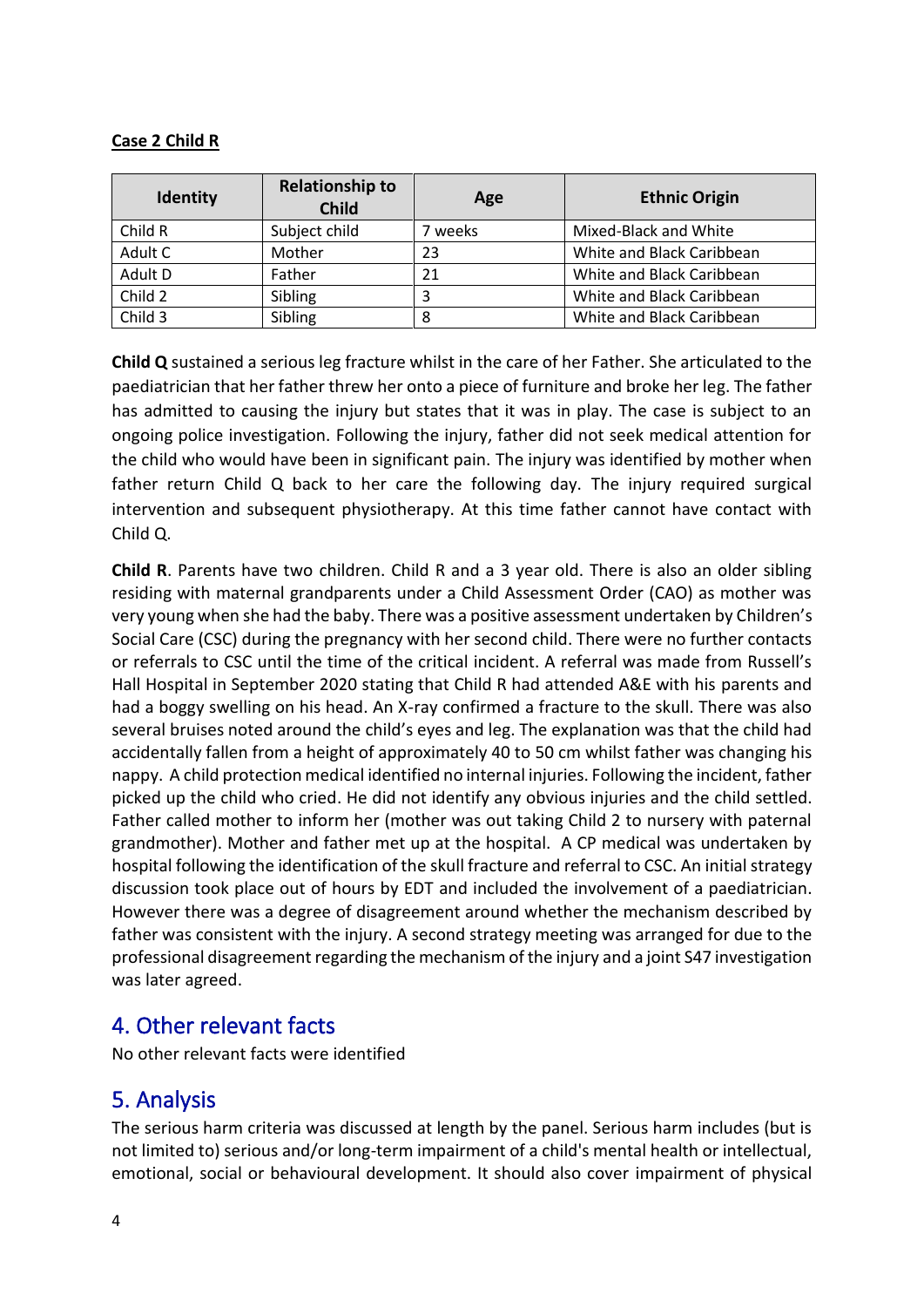**Case 2 Child R**

| Identity | Relationship to Child | Age | Ethnic Origin |
|---|---|---|---|
| Child R | Subject child | 7 weeks | Mixed-Black and White |
| Adult C | Mother | 23 | White and Black Caribbean |
| Adult D | Father | 21 | White and Black Caribbean |
| Child 2 | Sibling | 3 | White and Black Caribbean |
| Child 3 | Sibling | 8 | White and Black Caribbean |

**Child Q** sustained a serious leg fracture whilst in the care of her Father. She articulated to the paediatrician that her father threw her onto a piece of furniture and broke her leg. The father has admitted to causing the injury but states that it was in play. The case is subject to an ongoing police investigation. Following the injury, father did not seek medical attention for the child who would have been in significant pain. The injury was identified by mother when father return Child Q back to her care the following day. The injury required surgical intervention and subsequent physiotherapy. At this time father cannot have contact with Child Q.

**Child R**. Parents have two children. Child R and a 3 year old. There is also an older sibling residing with maternal grandparents under a Child Assessment Order (CAO) as mother was very young when she had the baby. There was a positive assessment undertaken by Children's Social Care (CSC) during the pregnancy with her second child. There were no further contacts or referrals to CSC until the time of the critical incident. A referral was made from Russell's Hall Hospital in September 2020 stating that Child R had attended A&E with his parents and had a boggy swelling on his head. An X-ray confirmed a fracture to the skull. There was also several bruises noted around the child's eyes and leg. The explanation was that the child had accidentally fallen from a height of approximately 40 to 50 cm whilst father was changing his nappy. A child protection medical identified no internal injuries. Following the incident, father picked up the child who cried. He did not identify any obvious injuries and the child settled. Father called mother to inform her (mother was out taking Child 2 to nursery with paternal grandmother). Mother and father met up at the hospital. A CP medical was undertaken by hospital following the identification of the skull fracture and referral to CSC. An initial strategy discussion took place out of hours by EDT and included the involvement of a paediatrician. However there was a degree of disagreement around whether the mechanism described by father was consistent with the injury. A second strategy meeting was arranged for due to the professional disagreement regarding the mechanism of the injury and a joint S47 investigation was later agreed.

## 4. Other relevant facts

No other relevant facts were identified

## 5. Analysis

The serious harm criteria was discussed at length by the panel. Serious harm includes (but is not limited to) serious and/or long-term impairment of a child's mental health or intellectual, emotional, social or behavioural development. It should also cover impairment of physical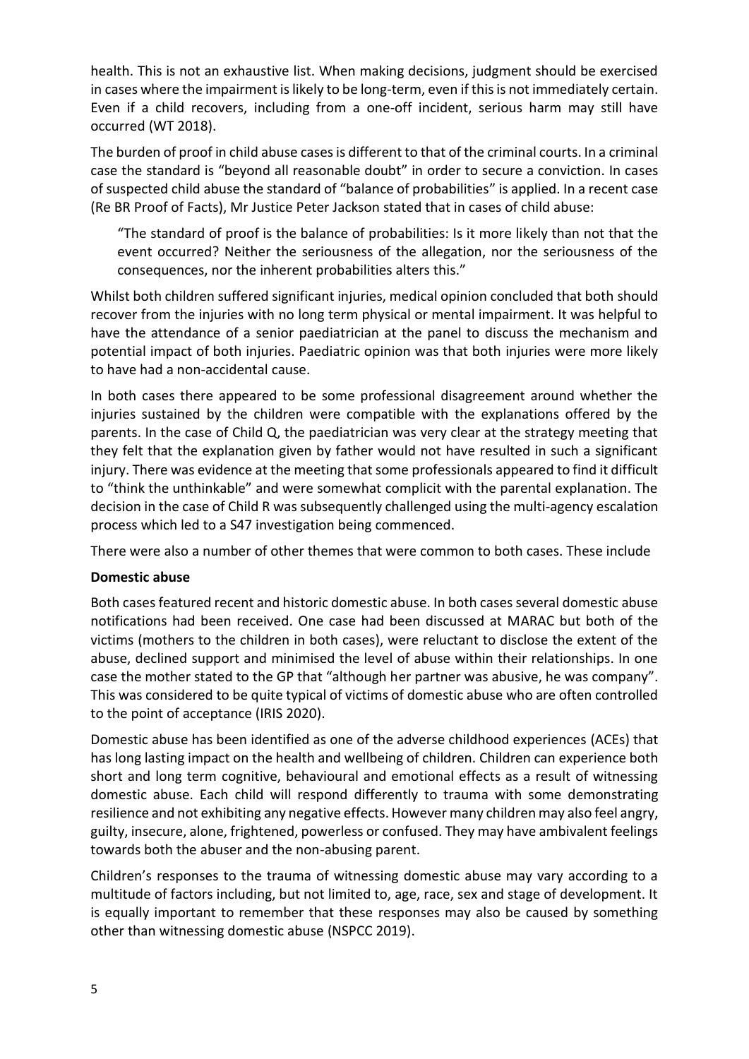health. This is not an exhaustive list. When making decisions, judgment should be exercised in cases where the impairment is likely to be long-term, even if this is not immediately certain. Even if a child recovers, including from a one-off incident, serious harm may still have occurred (WT 2018).

The burden of proof in child abuse cases is different to that of the criminal courts. In a criminal case the standard is "beyond all reasonable doubt" in order to secure a conviction. In cases of suspected child abuse the standard of "balance of probabilities" is applied. In a recent case (Re BR Proof of Facts), Mr Justice Peter Jackson stated that in cases of child abuse:

> "The standard of proof is the balance of probabilities: Is it more likely than not that the event occurred? Neither the seriousness of the allegation, nor the seriousness of the consequences, nor the inherent probabilities alters this."

Whilst both children suffered significant injuries, medical opinion concluded that both should recover from the injuries with no long term physical or mental impairment. It was helpful to have the attendance of a senior paediatrician at the panel to discuss the mechanism and potential impact of both injuries. Paediatric opinion was that both injuries were more likely to have had a non-accidental cause.

In both cases there appeared to be some professional disagreement around whether the injuries sustained by the children were compatible with the explanations offered by the parents. In the case of Child Q, the paediatrician was very clear at the strategy meeting that they felt that the explanation given by father would not have resulted in such a significant injury. There was evidence at the meeting that some professionals appeared to find it difficult to "think the unthinkable" and were somewhat complicit with the parental explanation. The decision in the case of Child R was subsequently challenged using the multi-agency escalation process which led to a S47 investigation being commenced.

There were also a number of other themes that were common to both cases. These include

**Domestic abuse**

Both cases featured recent and historic domestic abuse. In both cases several domestic abuse notifications had been received. One case had been discussed at MARAC but both of the victims (mothers to the children in both cases), were reluctant to disclose the extent of the abuse, declined support and minimised the level of abuse within their relationships. In one case the mother stated to the GP that "although her partner was abusive, he was company". This was considered to be quite typical of victims of domestic abuse who are often controlled to the point of acceptance (IRIS 2020).

Domestic abuse has been identified as one of the adverse childhood experiences (ACEs) that has long lasting impact on the health and wellbeing of children. Children can experience both short and long term cognitive, behavioural and emotional effects as a result of witnessing domestic abuse. Each child will respond differently to trauma with some demonstrating resilience and not exhibiting any negative effects. However many children may also feel angry, guilty, insecure, alone, frightened, powerless or confused. They may have ambivalent feelings towards both the abuser and the non-abusing parent.

Children's responses to the trauma of witnessing domestic abuse may vary according to a multitude of factors including, but not limited to, age, race, sex and stage of development. It is equally important to remember that these responses may also be caused by something other than witnessing domestic abuse (NSPCC 2019).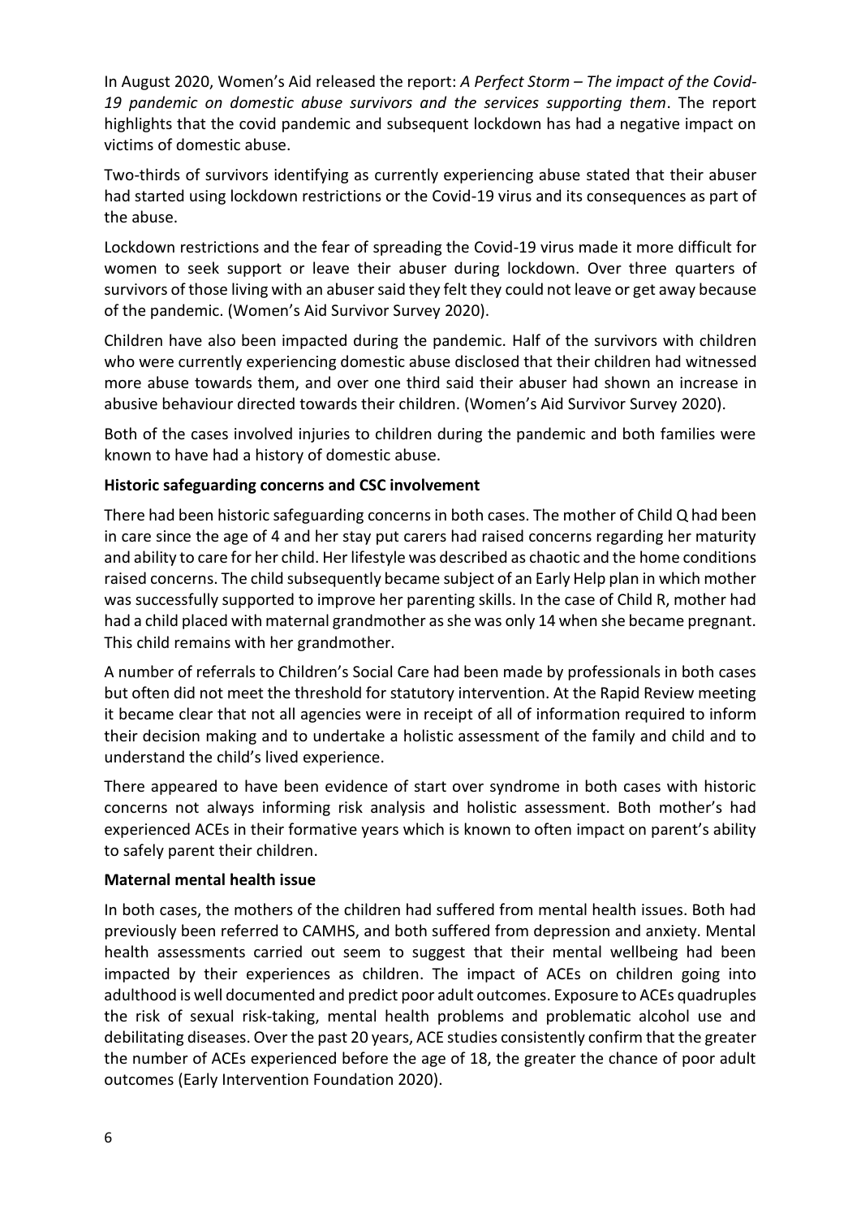In August 2020, Women's Aid released the report: *A Perfect Storm – The impact of the Covid-19 pandemic on domestic abuse survivors and the services supporting them*. The report highlights that the covid pandemic and subsequent lockdown has had a negative impact on victims of domestic abuse.

Two-thirds of survivors identifying as currently experiencing abuse stated that their abuser had started using lockdown restrictions or the Covid-19 virus and its consequences as part of the abuse.

Lockdown restrictions and the fear of spreading the Covid-19 virus made it more difficult for women to seek support or leave their abuser during lockdown. Over three quarters of survivors of those living with an abuser said they felt they could not leave or get away because of the pandemic. (Women's Aid Survivor Survey 2020).

Children have also been impacted during the pandemic. Half of the survivors with children who were currently experiencing domestic abuse disclosed that their children had witnessed more abuse towards them, and over one third said their abuser had shown an increase in abusive behaviour directed towards their children. (Women's Aid Survivor Survey 2020).

Both of the cases involved injuries to children during the pandemic and both families were known to have had a history of domestic abuse.

**Historic safeguarding concerns and CSC involvement**

There had been historic safeguarding concerns in both cases. The mother of Child Q had been in care since the age of 4 and her stay put carers had raised concerns regarding her maturity and ability to care for her child. Her lifestyle was described as chaotic and the home conditions raised concerns. The child subsequently became subject of an Early Help plan in which mother was successfully supported to improve her parenting skills. In the case of Child R, mother had had a child placed with maternal grandmother as she was only 14 when she became pregnant. This child remains with her grandmother.

A number of referrals to Children's Social Care had been made by professionals in both cases but often did not meet the threshold for statutory intervention. At the Rapid Review meeting it became clear that not all agencies were in receipt of all of information required to inform their decision making and to undertake a holistic assessment of the family and child and to understand the child's lived experience.

There appeared to have been evidence of start over syndrome in both cases with historic concerns not always informing risk analysis and holistic assessment. Both mother's had experienced ACEs in their formative years which is known to often impact on parent's ability to safely parent their children.

**Maternal mental health issue**

In both cases, the mothers of the children had suffered from mental health issues. Both had previously been referred to CAMHS, and both suffered from depression and anxiety. Mental health assessments carried out seem to suggest that their mental wellbeing had been impacted by their experiences as children. The impact of ACEs on children going into adulthood is well documented and predict poor adult outcomes. Exposure to ACEs quadruples the risk of sexual risk-taking, mental health problems and problematic alcohol use and debilitating diseases. Over the past 20 years, ACE studies consistently confirm that the greater the number of ACEs experienced before the age of 18, the greater the chance of poor adult outcomes (Early Intervention Foundation 2020).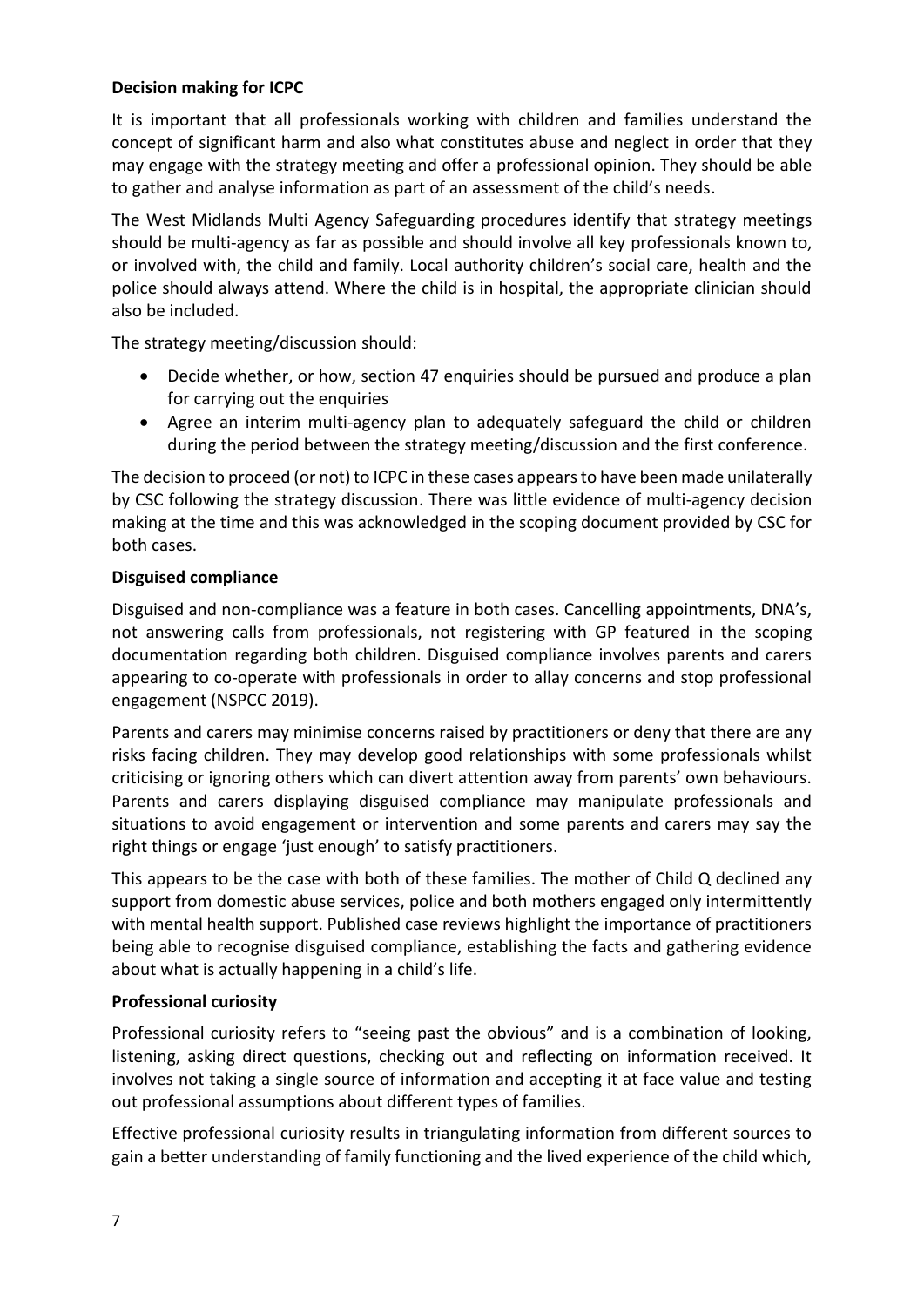**Decision making for ICPC**

It is important that all professionals working with children and families understand the concept of significant harm and also what constitutes abuse and neglect in order that they may engage with the strategy meeting and offer a professional opinion. They should be able to gather and analyse information as part of an assessment of the child's needs.

The West Midlands Multi Agency Safeguarding procedures identify that strategy meetings should be multi-agency as far as possible and should involve all key professionals known to, or involved with, the child and family. Local authority children's social care, health and the police should always attend. Where the child is in hospital, the appropriate clinician should also be included.

The strategy meeting/discussion should:

- Decide whether, or how, section 47 enquiries should be pursued and produce a plan for carrying out the enquiries
- Agree an interim multi-agency plan to adequately safeguard the child or children during the period between the strategy meeting/discussion and the first conference.

The decision to proceed (or not) to ICPC in these cases appears to have been made unilaterally by CSC following the strategy discussion. There was little evidence of multi-agency decision making at the time and this was acknowledged in the scoping document provided by CSC for both cases.

**Disguised compliance**

Disguised and non-compliance was a feature in both cases. Cancelling appointments, DNA's, not answering calls from professionals, not registering with GP featured in the scoping documentation regarding both children. Disguised compliance involves parents and carers appearing to co-operate with professionals in order to allay concerns and stop professional engagement (NSPCC 2019).

Parents and carers may minimise concerns raised by practitioners or deny that there are any risks facing children. They may develop good relationships with some professionals whilst criticising or ignoring others which can divert attention away from parents' own behaviours. Parents and carers displaying disguised compliance may manipulate professionals and situations to avoid engagement or intervention and some parents and carers may say the right things or engage 'just enough' to satisfy practitioners.

This appears to be the case with both of these families. The mother of Child Q declined any support from domestic abuse services, police and both mothers engaged only intermittently with mental health support. Published case reviews highlight the importance of practitioners being able to recognise disguised compliance, establishing the facts and gathering evidence about what is actually happening in a child's life.

**Professional curiosity**

Professional curiosity refers to "seeing past the obvious" and is a combination of looking, listening, asking direct questions, checking out and reflecting on information received. It involves not taking a single source of information and accepting it at face value and testing out professional assumptions about different types of families.

Effective professional curiosity results in triangulating information from different sources to gain a better understanding of family functioning and the lived experience of the child which,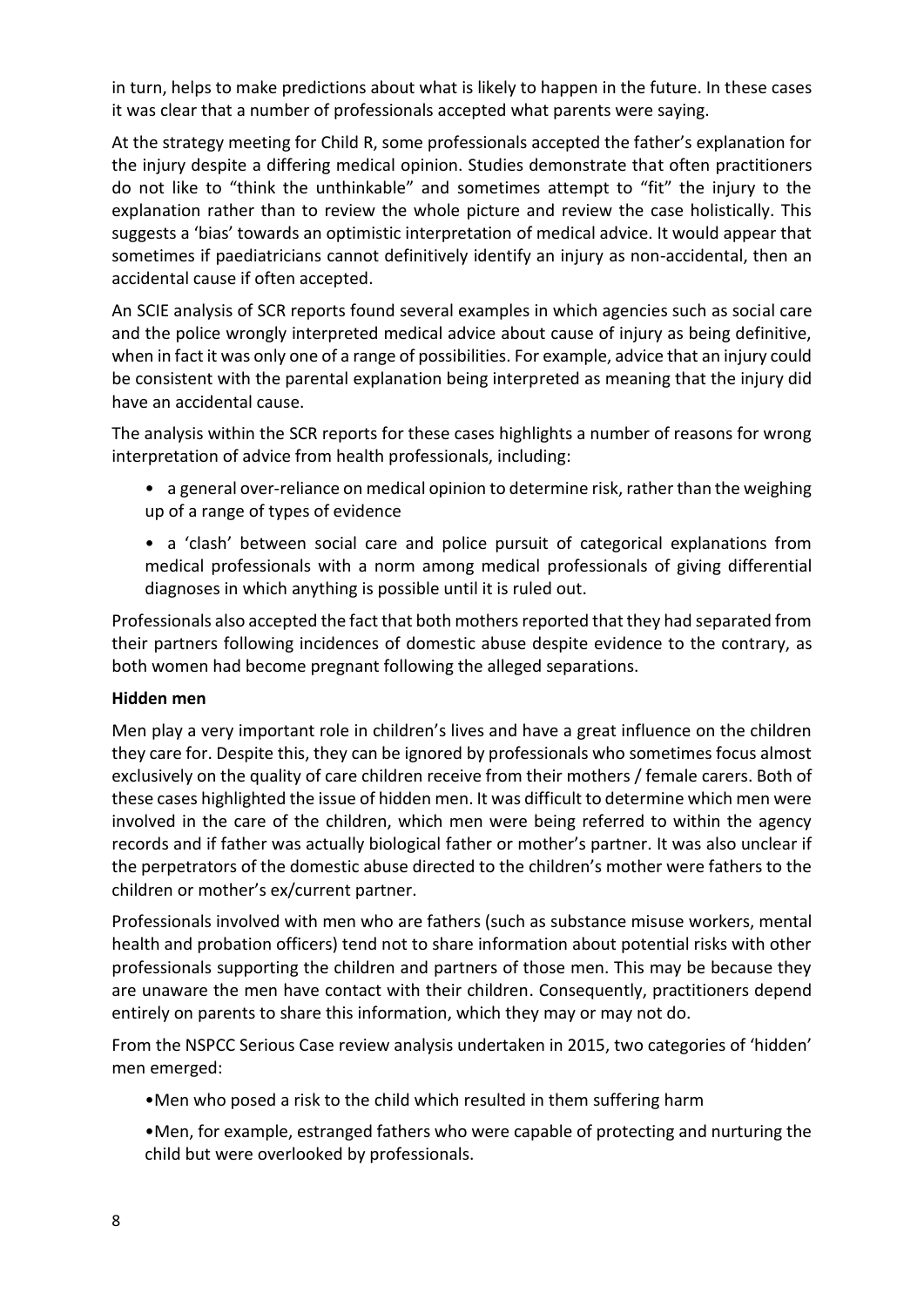in turn, helps to make predictions about what is likely to happen in the future. In these cases it was clear that a number of professionals accepted what parents were saying.

At the strategy meeting for Child R, some professionals accepted the father's explanation for the injury despite a differing medical opinion. Studies demonstrate that often practitioners do not like to "think the unthinkable" and sometimes attempt to "fit" the injury to the explanation rather than to review the whole picture and review the case holistically. This suggests a 'bias' towards an optimistic interpretation of medical advice. It would appear that sometimes if paediatricians cannot definitively identify an injury as non-accidental, then an accidental cause if often accepted.

An SCIE analysis of SCR reports found several examples in which agencies such as social care and the police wrongly interpreted medical advice about cause of injury as being definitive, when in fact it was only one of a range of possibilities. For example, advice that an injury could be consistent with the parental explanation being interpreted as meaning that the injury did have an accidental cause.

The analysis within the SCR reports for these cases highlights a number of reasons for wrong interpretation of advice from health professionals, including:

- a general over-reliance on medical opinion to determine risk, rather than the weighing up of a range of types of evidence
- a 'clash' between social care and police pursuit of categorical explanations from medical professionals with a norm among medical professionals of giving differential diagnoses in which anything is possible until it is ruled out.

Professionals also accepted the fact that both mothers reported that they had separated from their partners following incidences of domestic abuse despite evidence to the contrary, as both women had become pregnant following the alleged separations.

**Hidden men**

Men play a very important role in children's lives and have a great influence on the children they care for. Despite this, they can be ignored by professionals who sometimes focus almost exclusively on the quality of care children receive from their mothers / female carers. Both of these cases highlighted the issue of hidden men. It was difficult to determine which men were involved in the care of the children, which men were being referred to within the agency records and if father was actually biological father or mother's partner. It was also unclear if the perpetrators of the domestic abuse directed to the children's mother were fathers to the children or mother's ex/current partner.

Professionals involved with men who are fathers (such as substance misuse workers, mental health and probation officers) tend not to share information about potential risks with other professionals supporting the children and partners of those men. This may be because they are unaware the men have contact with their children. Consequently, practitioners depend entirely on parents to share this information, which they may or may not do.

From the NSPCC Serious Case review analysis undertaken in 2015, two categories of 'hidden' men emerged:

- Men who posed a risk to the child which resulted in them suffering harm
- Men, for example, estranged fathers who were capable of protecting and nurturing the child but were overlooked by professionals.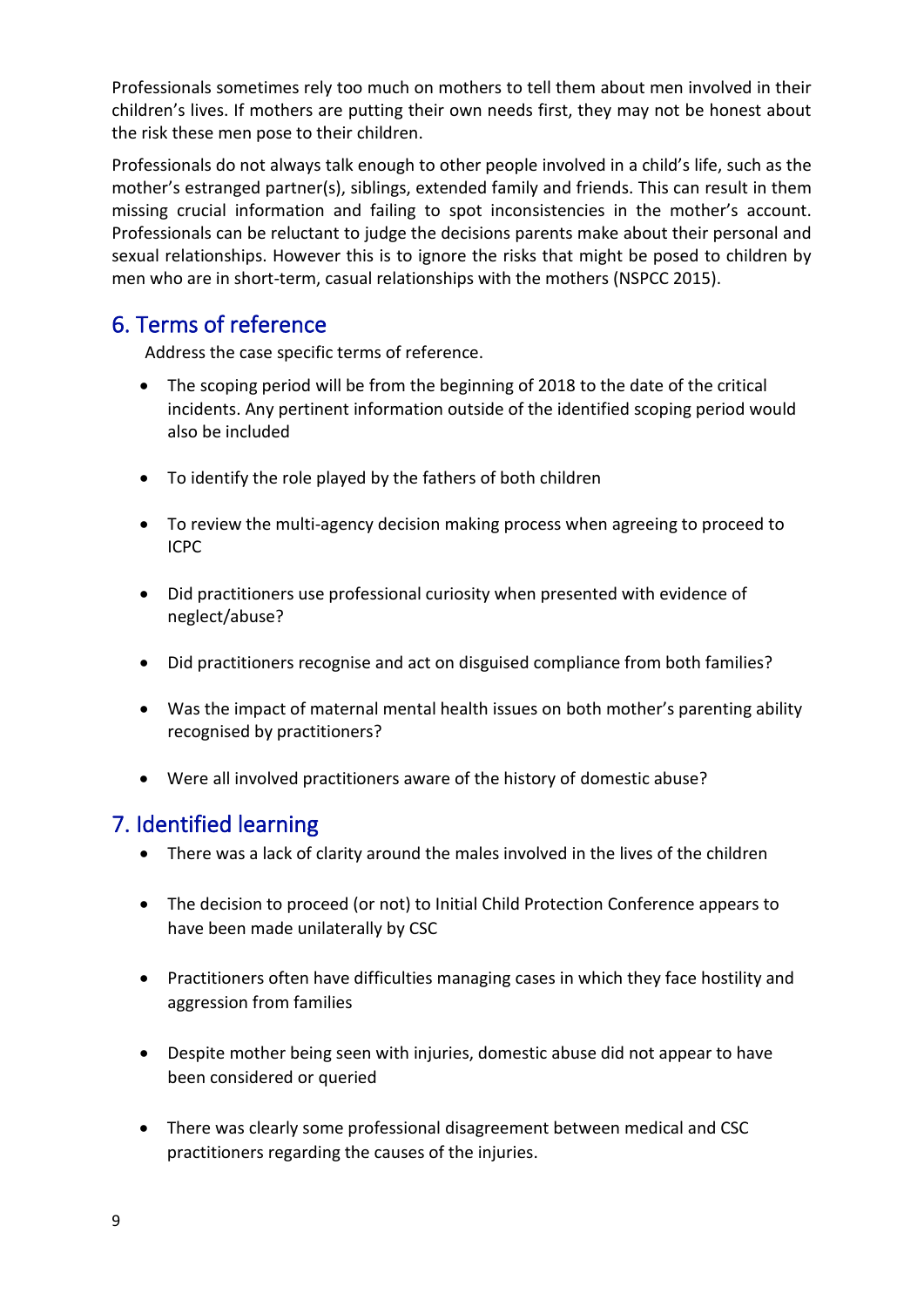Professionals sometimes rely too much on mothers to tell them about men involved in their children's lives. If mothers are putting their own needs first, they may not be honest about the risk these men pose to their children.

Professionals do not always talk enough to other people involved in a child's life, such as the mother's estranged partner(s), siblings, extended family and friends. This can result in them missing crucial information and failing to spot inconsistencies in the mother's account. Professionals can be reluctant to judge the decisions parents make about their personal and sexual relationships. However this is to ignore the risks that might be posed to children by men who are in short-term, casual relationships with the mothers (NSPCC 2015).

## 6. Terms of reference

Address the case specific terms of reference.

- The scoping period will be from the beginning of 2018 to the date of the critical incidents. Any pertinent information outside of the identified scoping period would also be included
- To identify the role played by the fathers of both children
- To review the multi-agency decision making process when agreeing to proceed to ICPC
- Did practitioners use professional curiosity when presented with evidence of neglect/abuse?
- Did practitioners recognise and act on disguised compliance from both families?
- Was the impact of maternal mental health issues on both mother's parenting ability recognised by practitioners?
- Were all involved practitioners aware of the history of domestic abuse?

## 7. Identified learning

- There was a lack of clarity around the males involved in the lives of the children
- The decision to proceed (or not) to Initial Child Protection Conference appears to have been made unilaterally by CSC
- Practitioners often have difficulties managing cases in which they face hostility and aggression from families
- Despite mother being seen with injuries, domestic abuse did not appear to have been considered or queried
- There was clearly some professional disagreement between medical and CSC practitioners regarding the causes of the injuries.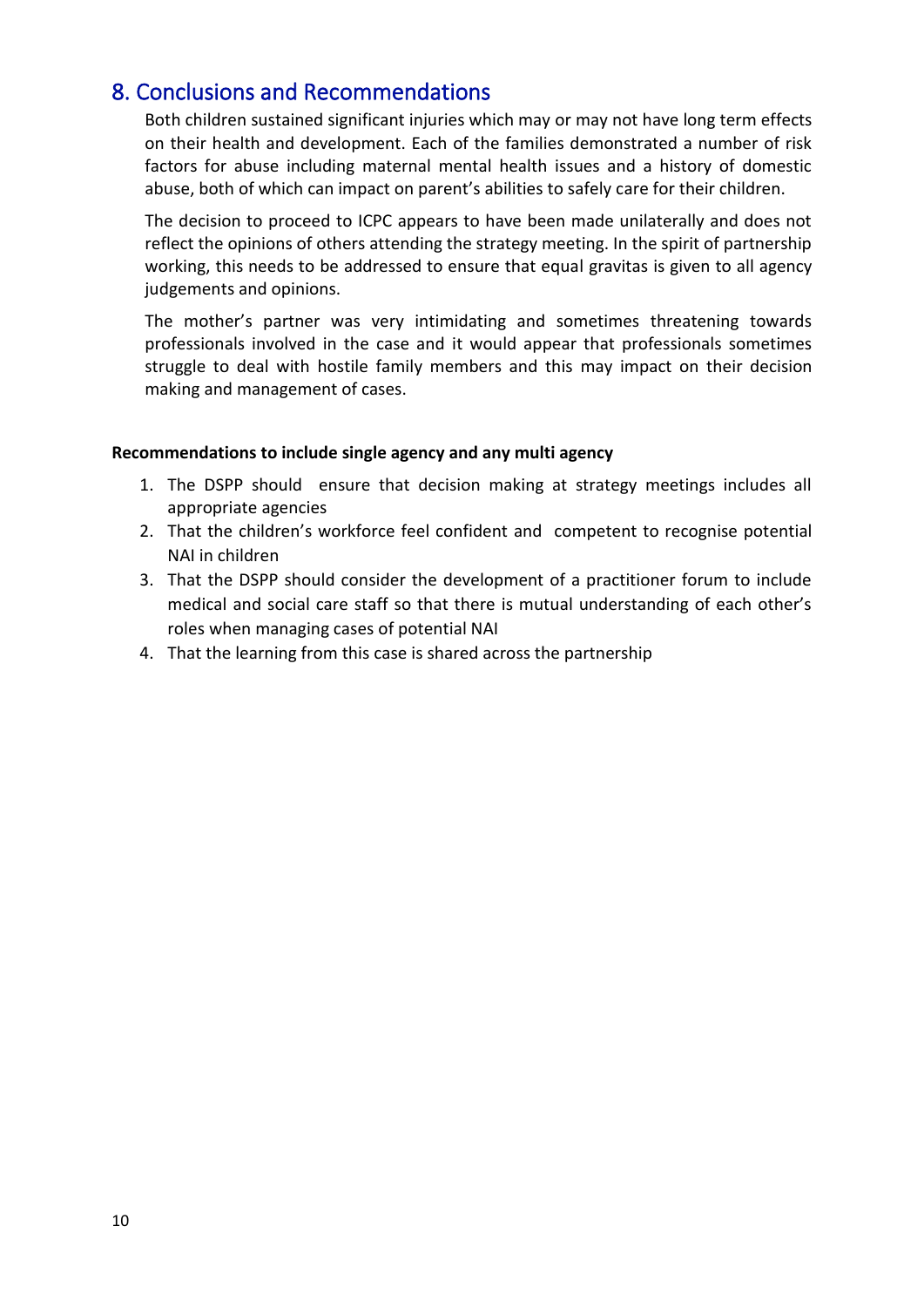## 8. Conclusions and Recommendations

Both children sustained significant injuries which may or may not have long term effects on their health and development. Each of the families demonstrated a number of risk factors for abuse including maternal mental health issues and a history of domestic abuse, both of which can impact on parent's abilities to safely care for their children.

The decision to proceed to ICPC appears to have been made unilaterally and does not reflect the opinions of others attending the strategy meeting. In the spirit of partnership working, this needs to be addressed to ensure that equal gravitas is given to all agency judgements and opinions.

The mother's partner was very intimidating and sometimes threatening towards professionals involved in the case and it would appear that professionals sometimes struggle to deal with hostile family members and this may impact on their decision making and management of cases.

**Recommendations to include single agency and any multi agency**

1. The DSPP should ensure that decision making at strategy meetings includes all appropriate agencies
2. That the children's workforce feel confident and competent to recognise potential NAI in children
3. That the DSPP should consider the development of a practitioner forum to include medical and social care staff so that there is mutual understanding of each other's roles when managing cases of potential NAI
4. That the learning from this case is shared across the partnership